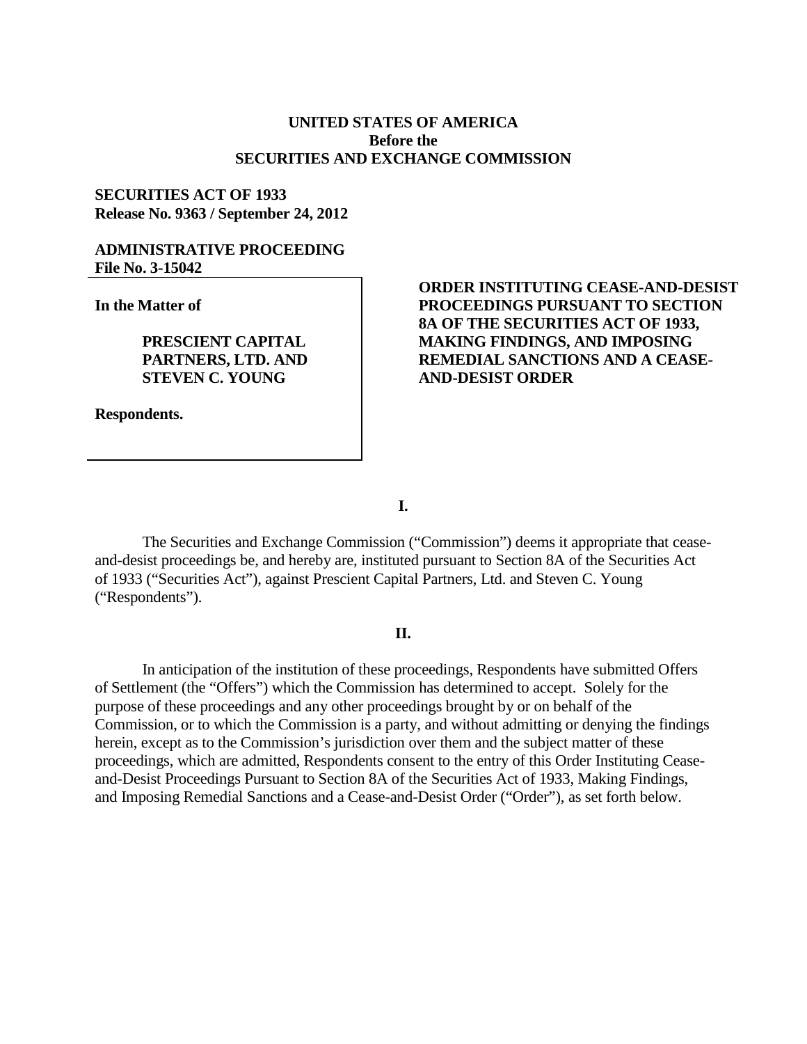**UNITED STATES OF AMERICA**
**Before the**
**SECURITIES AND EXCHANGE COMMISSION**

**SECURITIES ACT OF 1933**
**Release No. 9363 / September 24, 2012**

**ADMINISTRATIVE PROCEEDING**
**File No. 3-15042**

**In the Matter of**

**PRESCIENT CAPITAL PARTNERS, LTD. AND STEVEN C. YOUNG**

**Respondents.**

**ORDER INSTITUTING CEASE-AND-DESIST PROCEEDINGS PURSUANT TO SECTION 8A OF THE SECURITIES ACT OF 1933, MAKING FINDINGS, AND IMPOSING REMEDIAL SANCTIONS AND A CEASE-AND-DESIST ORDER**

**I.**

The Securities and Exchange Commission ("Commission") deems it appropriate that cease-and-desist proceedings be, and hereby are, instituted pursuant to Section 8A of the Securities Act of 1933 ("Securities Act"), against Prescient Capital Partners, Ltd. and Steven C. Young ("Respondents").

**II.**

In anticipation of the institution of these proceedings, Respondents have submitted Offers of Settlement (the "Offers") which the Commission has determined to accept. Solely for the purpose of these proceedings and any other proceedings brought by or on behalf of the Commission, or to which the Commission is a party, and without admitting or denying the findings herein, except as to the Commission's jurisdiction over them and the subject matter of these proceedings, which are admitted, Respondents consent to the entry of this Order Instituting Cease-and-Desist Proceedings Pursuant to Section 8A of the Securities Act of 1933, Making Findings, and Imposing Remedial Sanctions and a Cease-and-Desist Order ("Order"), as set forth below.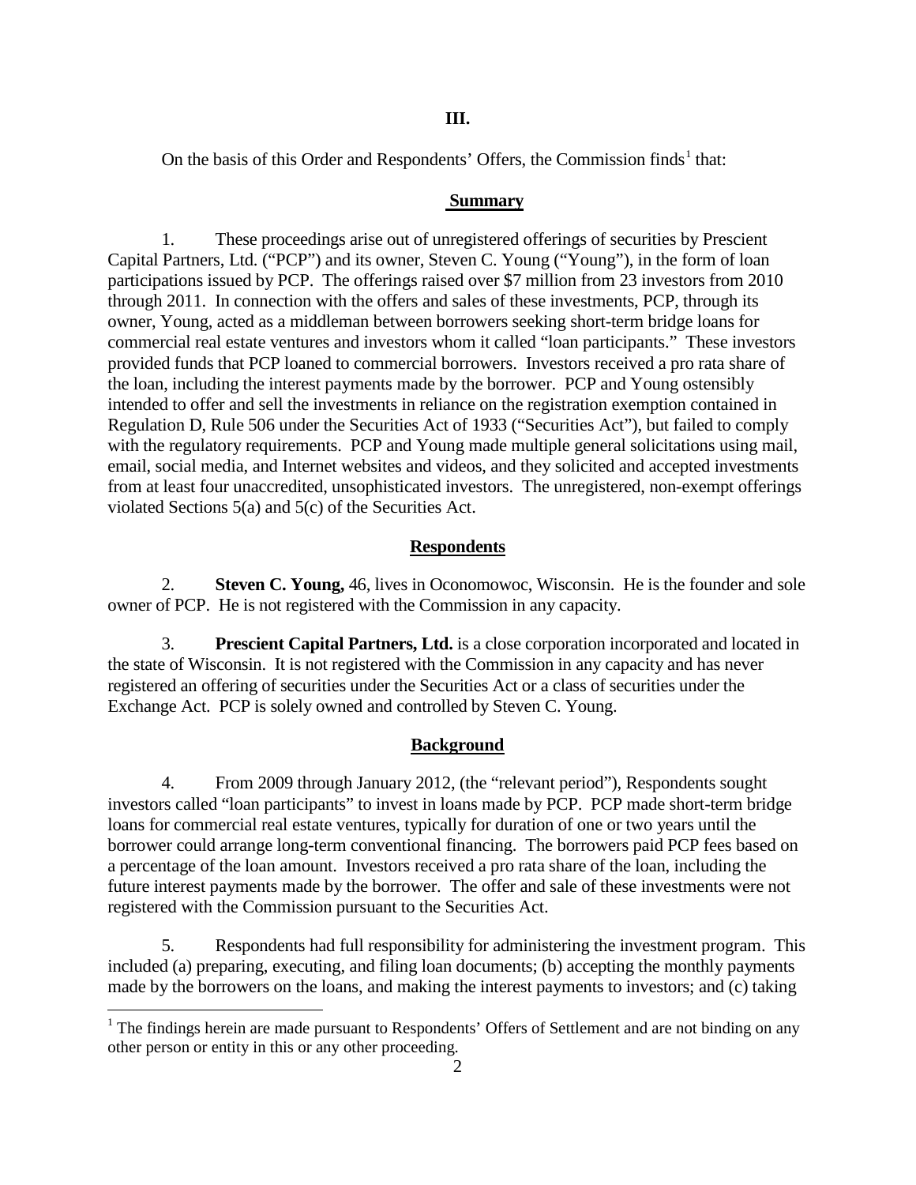## III.

On the basis of this Order and Respondents' Offers, the Commission finds[1] that:

### Summary

1. These proceedings arise out of unregistered offerings of securities by Prescient Capital Partners, Ltd. ("PCP") and its owner, Steven C. Young ("Young"), in the form of loan participations issued by PCP. The offerings raised over $7 million from 23 investors from 2010 through 2011. In connection with the offers and sales of these investments, PCP, through its owner, Young, acted as a middleman between borrowers seeking short-term bridge loans for commercial real estate ventures and investors whom it called "loan participants." These investors provided funds that PCP loaned to commercial borrowers. Investors received a pro rata share of the loan, including the interest payments made by the borrower. PCP and Young ostensibly intended to offer and sell the investments in reliance on the registration exemption contained in Regulation D, Rule 506 under the Securities Act of 1933 ("Securities Act"), but failed to comply with the regulatory requirements. PCP and Young made multiple general solicitations using mail, email, social media, and Internet websites and videos, and they solicited and accepted investments from at least four unaccredited, unsophisticated investors. The unregistered, non-exempt offerings violated Sections 5(a) and 5(c) of the Securities Act.

### Respondents

2. **Steven C. Young,** 46, lives in Oconomowoc, Wisconsin. He is the founder and sole owner of PCP. He is not registered with the Commission in any capacity.

3. **Prescient Capital Partners, Ltd.** is a close corporation incorporated and located in the state of Wisconsin. It is not registered with the Commission in any capacity and has never registered an offering of securities under the Securities Act or a class of securities under the Exchange Act. PCP is solely owned and controlled by Steven C. Young.

### Background

4. From 2009 through January 2012, (the "relevant period"), Respondents sought investors called "loan participants" to invest in loans made by PCP. PCP made short-term bridge loans for commercial real estate ventures, typically for duration of one or two years until the borrower could arrange long-term conventional financing. The borrowers paid PCP fees based on a percentage of the loan amount. Investors received a pro rata share of the loan, including the future interest payments made by the borrower. The offer and sale of these investments were not registered with the Commission pursuant to the Securities Act.

5. Respondents had full responsibility for administering the investment program. This included (a) preparing, executing, and filing loan documents; (b) accepting the monthly payments made by the borrowers on the loans, and making the interest payments to investors; and (c) taking

[1] The findings herein are made pursuant to Respondents' Offers of Settlement and are not binding on any other person or entity in this or any other proceeding.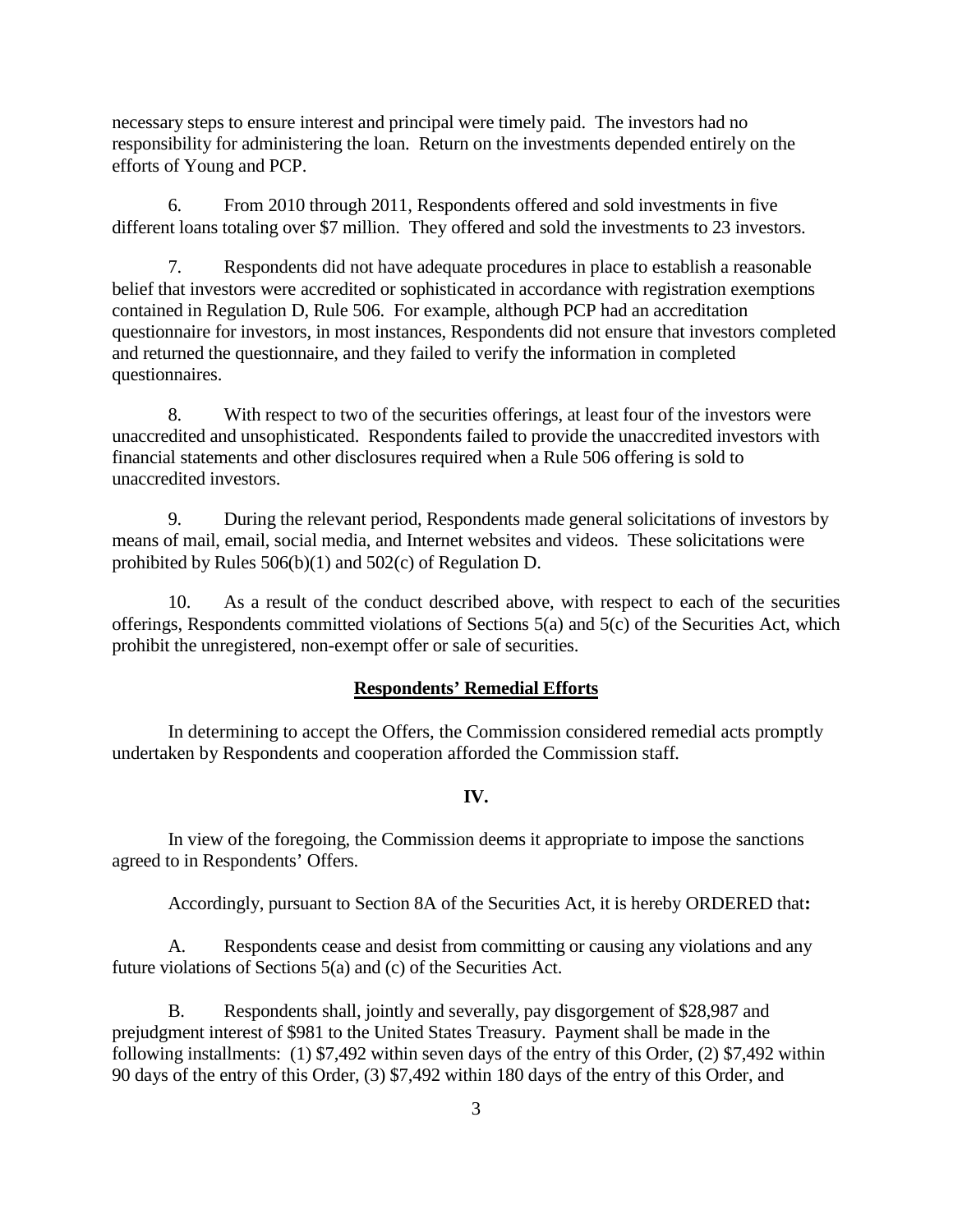necessary steps to ensure interest and principal were timely paid. The investors had no responsibility for administering the loan. Return on the investments depended entirely on the efforts of Young and PCP.

6. From 2010 through 2011, Respondents offered and sold investments in five different loans totaling over $7 million. They offered and sold the investments to 23 investors.

7. Respondents did not have adequate procedures in place to establish a reasonable belief that investors were accredited or sophisticated in accordance with registration exemptions contained in Regulation D, Rule 506. For example, although PCP had an accreditation questionnaire for investors, in most instances, Respondents did not ensure that investors completed and returned the questionnaire, and they failed to verify the information in completed questionnaires.

8. With respect to two of the securities offerings, at least four of the investors were unaccredited and unsophisticated. Respondents failed to provide the unaccredited investors with financial statements and other disclosures required when a Rule 506 offering is sold to unaccredited investors.

9. During the relevant period, Respondents made general solicitations of investors by means of mail, email, social media, and Internet websites and videos. These solicitations were prohibited by Rules 506(b)(1) and 502(c) of Regulation D.

10. As a result of the conduct described above, with respect to each of the securities offerings, Respondents committed violations of Sections 5(a) and 5(c) of the Securities Act, which prohibit the unregistered, non-exempt offer or sale of securities.

## Respondents' Remedial Efforts

In determining to accept the Offers, the Commission considered remedial acts promptly undertaken by Respondents and cooperation afforded the Commission staff.

## IV.

In view of the foregoing, the Commission deems it appropriate to impose the sanctions agreed to in Respondents' Offers.

Accordingly, pursuant to Section 8A of the Securities Act, it is hereby ORDERED that**:**

A. Respondents cease and desist from committing or causing any violations and any future violations of Sections 5(a) and (c) of the Securities Act.

B. Respondents shall, jointly and severally, pay disgorgement of $28,987 and prejudgment interest of $981 to the United States Treasury. Payment shall be made in the following installments: (1) $7,492 within seven days of the entry of this Order, (2) $7,492 within 90 days of the entry of this Order, (3) $7,492 within 180 days of the entry of this Order, and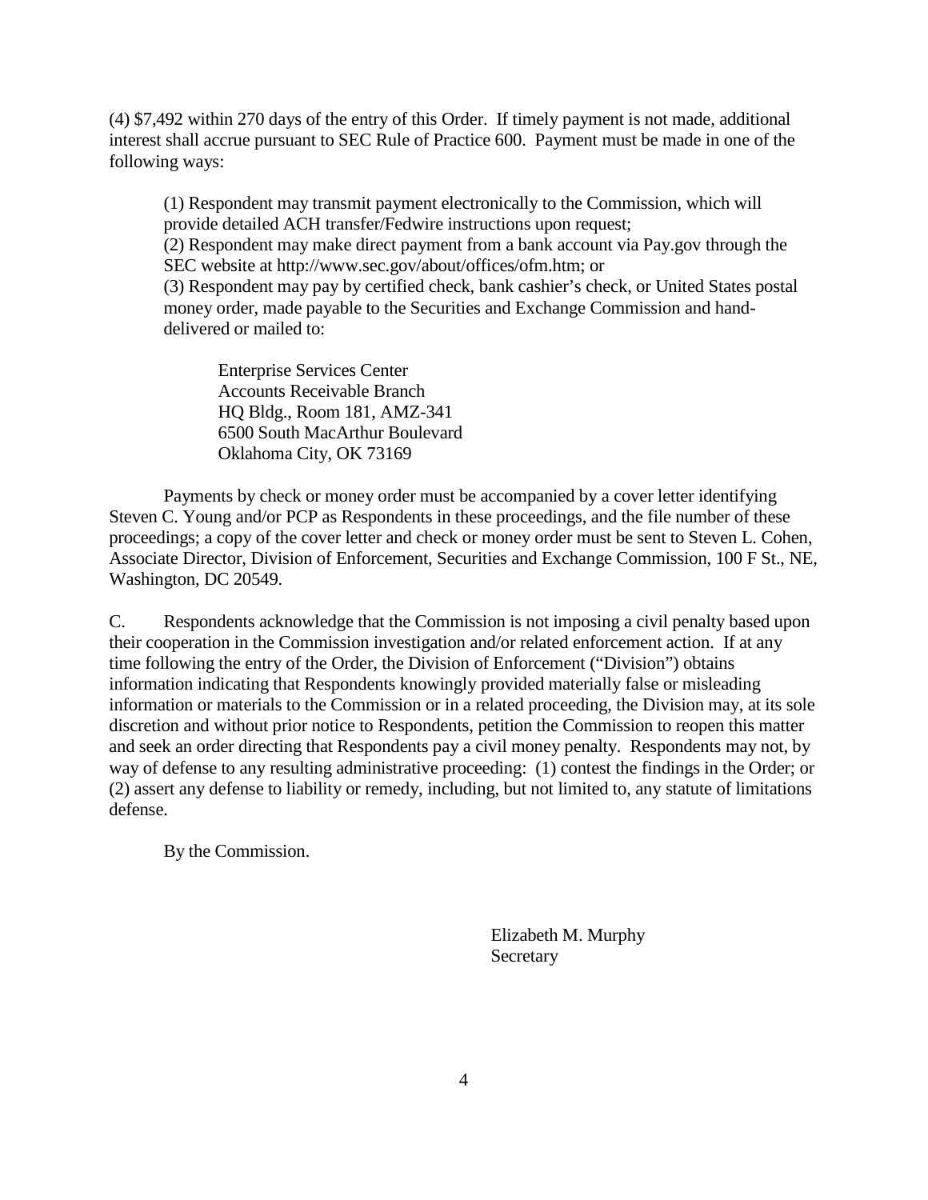(4) $7,492 within 270 days of the entry of this Order. If timely payment is not made, additional interest shall accrue pursuant to SEC Rule of Practice 600. Payment must be made in one of the following ways:

> (1) Respondent may transmit payment electronically to the Commission, which will provide detailed ACH transfer/Fedwire instructions upon request;
> (2) Respondent may make direct payment from a bank account via Pay.gov through the SEC website at http://www.sec.gov/about/offices/ofm.htm; or
> (3) Respondent may pay by certified check, bank cashier's check, or United States postal money order, made payable to the Securities and Exchange Commission and hand-delivered or mailed to:
>
> > Enterprise Services Center
> > Accounts Receivable Branch
> > HQ Bldg., Room 181, AMZ-341
> > 6500 South MacArthur Boulevard
> > Oklahoma City, OK 73169

Payments by check or money order must be accompanied by a cover letter identifying Steven C. Young and/or PCP as Respondents in these proceedings, and the file number of these proceedings; a copy of the cover letter and check or money order must be sent to Steven L. Cohen, Associate Director, Division of Enforcement, Securities and Exchange Commission, 100 F St., NE, Washington, DC 20549.

C. Respondents acknowledge that the Commission is not imposing a civil penalty based upon their cooperation in the Commission investigation and/or related enforcement action. If at any time following the entry of the Order, the Division of Enforcement ("Division") obtains information indicating that Respondents knowingly provided materially false or misleading information or materials to the Commission or in a related proceeding, the Division may, at its sole discretion and without prior notice to Respondents, petition the Commission to reopen this matter and seek an order directing that Respondents pay a civil money penalty. Respondents may not, by way of defense to any resulting administrative proceeding: (1) contest the findings in the Order; or (2) assert any defense to liability or remedy, including, but not limited to, any statute of limitations defense.

By the Commission.

Elizabeth M. Murphy
Secretary